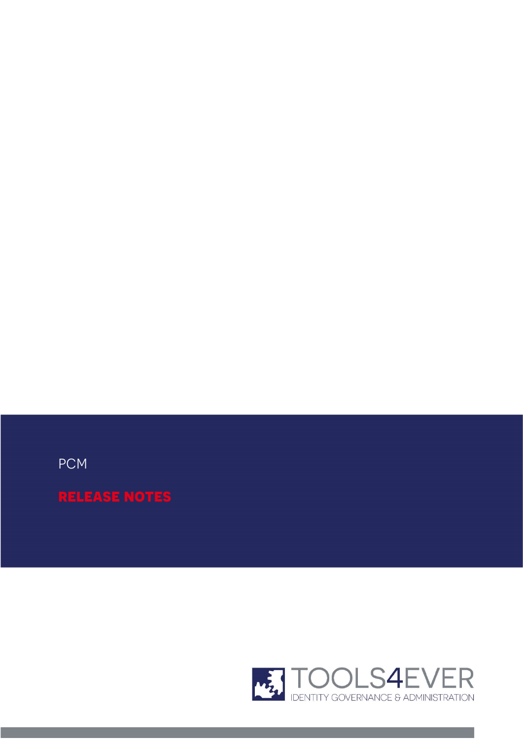PCM

# RELEASE NOTES

TOOLS4EVER

IDENTITY GOVERNANCE & ADMINISTRATION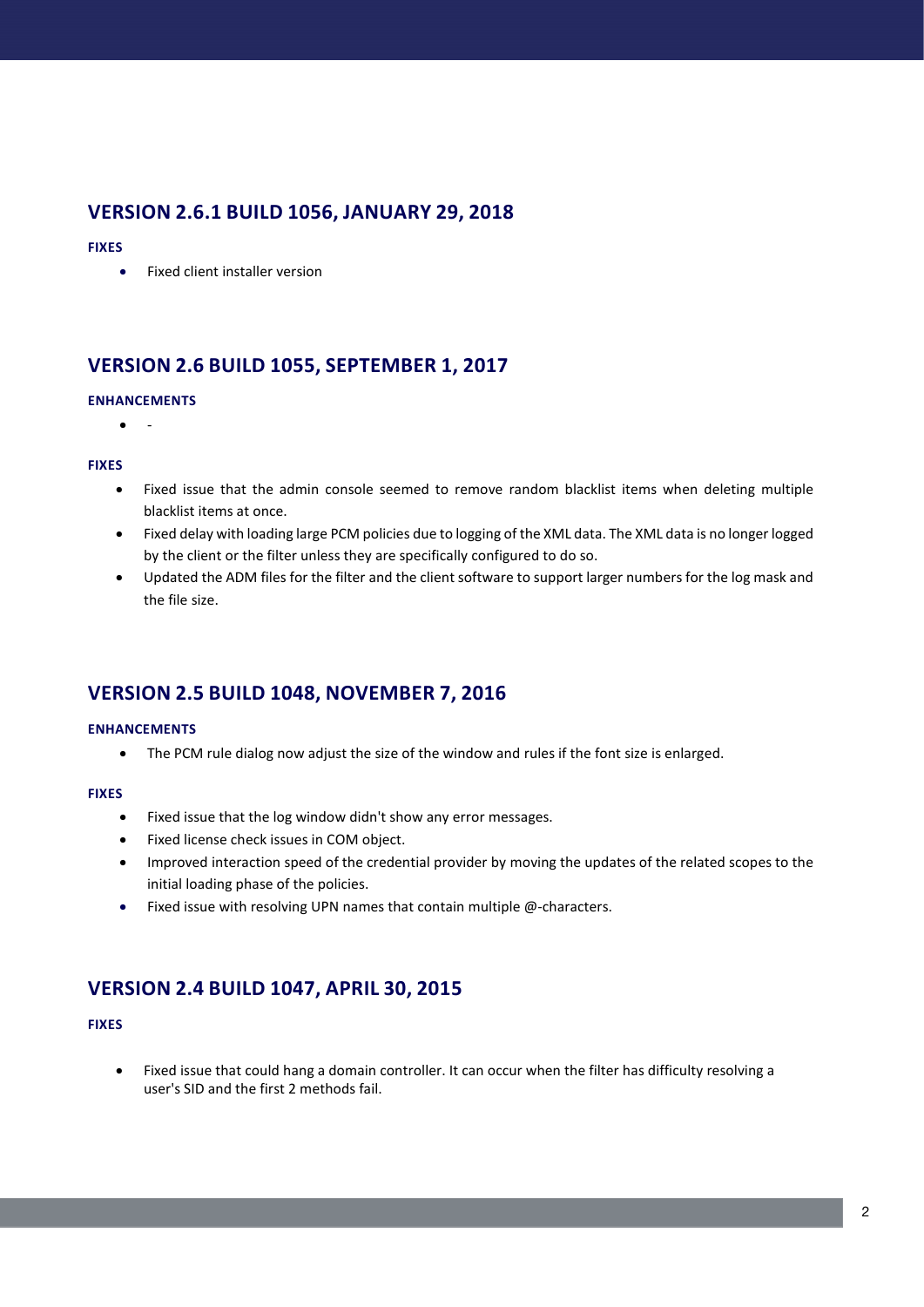## VERSION 2.6.1 BUILD 1056, JANUARY 29, 2018

### FIXES

- Fixed client installer version

## VERSION 2.6 BUILD 1055, SEPTEMBER 1, 2017

### ENHANCEMENTS

- -

### FIXES

- Fixed issue that the admin console seemed to remove random blacklist items when deleting multiple blacklist items at once.
- Fixed delay with loading large PCM policies due to logging of the XML data. The XML data is no longer logged by the client or the filter unless they are specifically configured to do so.
- Updated the ADM files for the filter and the client software to support larger numbers for the log mask and the file size.

## VERSION 2.5 BUILD 1048, NOVEMBER 7, 2016

### ENHANCEMENTS

- The PCM rule dialog now adjust the size of the window and rules if the font size is enlarged.

### FIXES

- Fixed issue that the log window didn't show any error messages.
- Fixed license check issues in COM object.
- Improved interaction speed of the credential provider by moving the updates of the related scopes to the initial loading phase of the policies.
- Fixed issue with resolving UPN names that contain multiple @-characters.

## VERSION 2.4 BUILD 1047, APRIL 30, 2015

### FIXES

- Fixed issue that could hang a domain controller. It can occur when the filter has difficulty resolving a user's SID and the first 2 methods fail.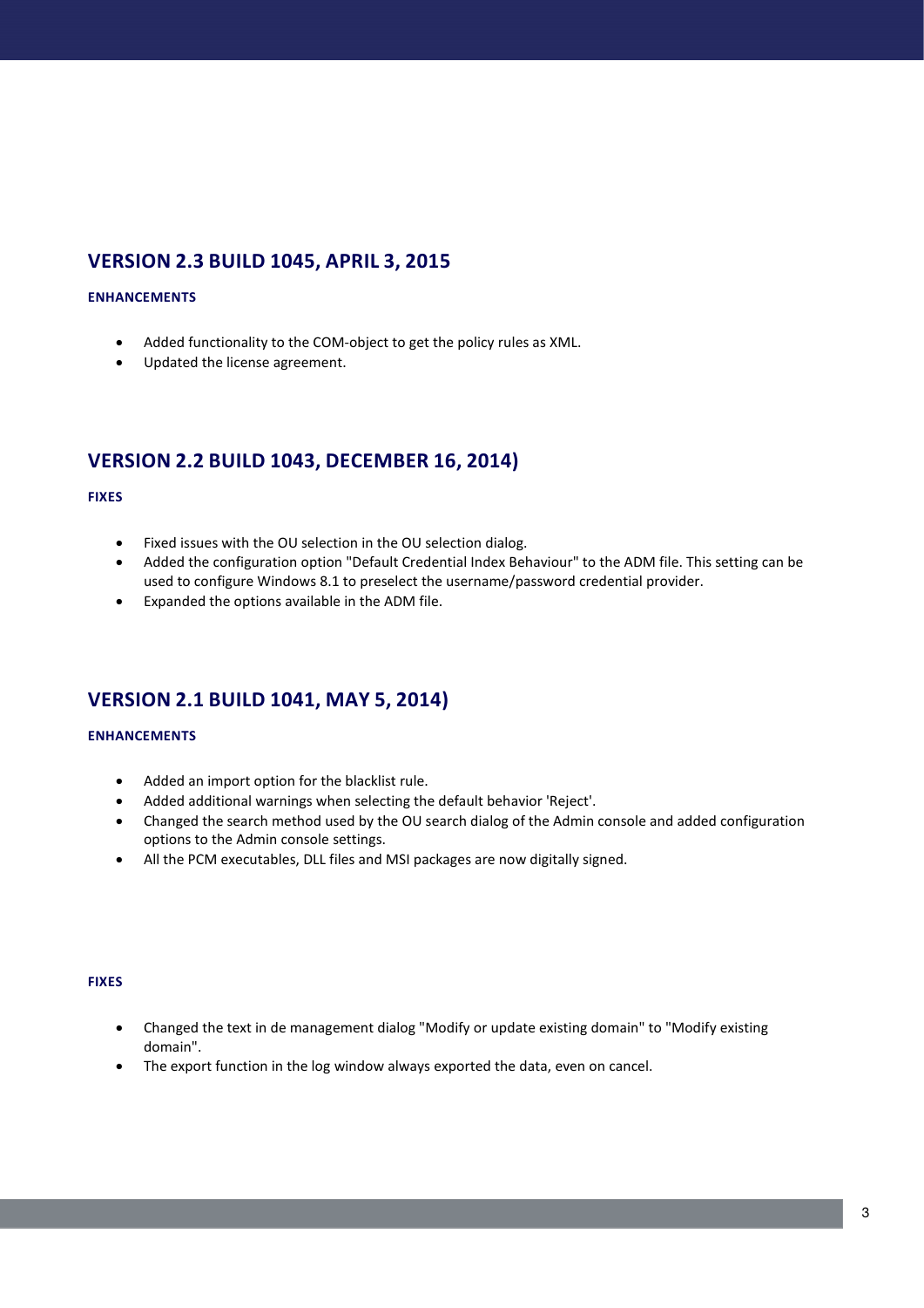## VERSION 2.3 BUILD 1045, APRIL 3, 2015

#### ENHANCEMENTS

- Added functionality to the COM-object to get the policy rules as XML.
- Updated the license agreement.

## VERSION 2.2 BUILD 1043, DECEMBER 16, 2014)

#### FIXES

- Fixed issues with the OU selection in the OU selection dialog.
- Added the configuration option "Default Credential Index Behaviour" to the ADM file. This setting can be used to configure Windows 8.1 to preselect the username/password credential provider.
- Expanded the options available in the ADM file.

## VERSION 2.1 BUILD 1041, MAY 5, 2014)

#### ENHANCEMENTS

- Added an import option for the blacklist rule.
- Added additional warnings when selecting the default behavior 'Reject'.
- Changed the search method used by the OU search dialog of the Admin console and added configuration options to the Admin console settings.
- All the PCM executables, DLL files and MSI packages are now digitally signed.

#### FIXES

- Changed the text in de management dialog "Modify or update existing domain" to "Modify existing domain".
- The export function in the log window always exported the data, even on cancel.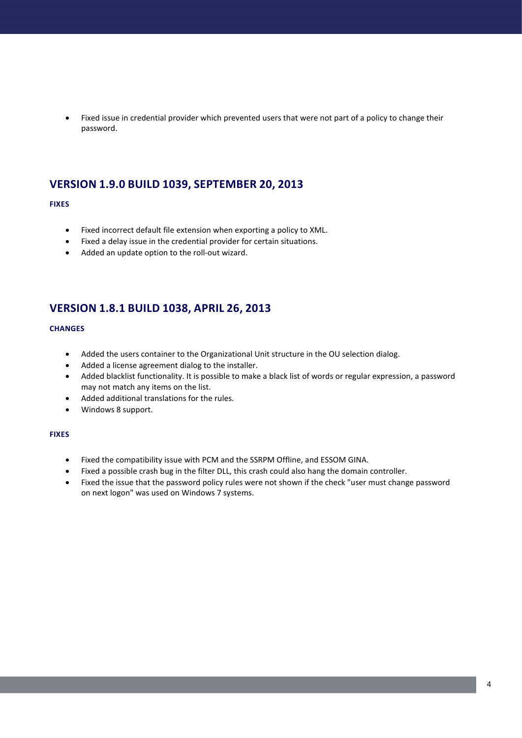- Fixed issue in credential provider which prevented users that were not part of a policy to change their password.

## VERSION 1.9.0 BUILD 1039, SEPTEMBER 20, 2013

#### FIXES

- Fixed incorrect default file extension when exporting a policy to XML.
- Fixed a delay issue in the credential provider for certain situations.
- Added an update option to the roll-out wizard.

## VERSION 1.8.1 BUILD 1038, APRIL 26, 2013

#### CHANGES

- Added the users container to the Organizational Unit structure in the OU selection dialog.
- Added a license agreement dialog to the installer.
- Added blacklist functionality. It is possible to make a black list of words or regular expression, a password may not match any items on the list.
- Added additional translations for the rules.
- Windows 8 support.

#### FIXES

- Fixed the compatibility issue with PCM and the SSRPM Offline, and ESSOM GINA.
- Fixed a possible crash bug in the filter DLL, this crash could also hang the domain controller.
- Fixed the issue that the password policy rules were not shown if the check "user must change password on next logon" was used on Windows 7 systems.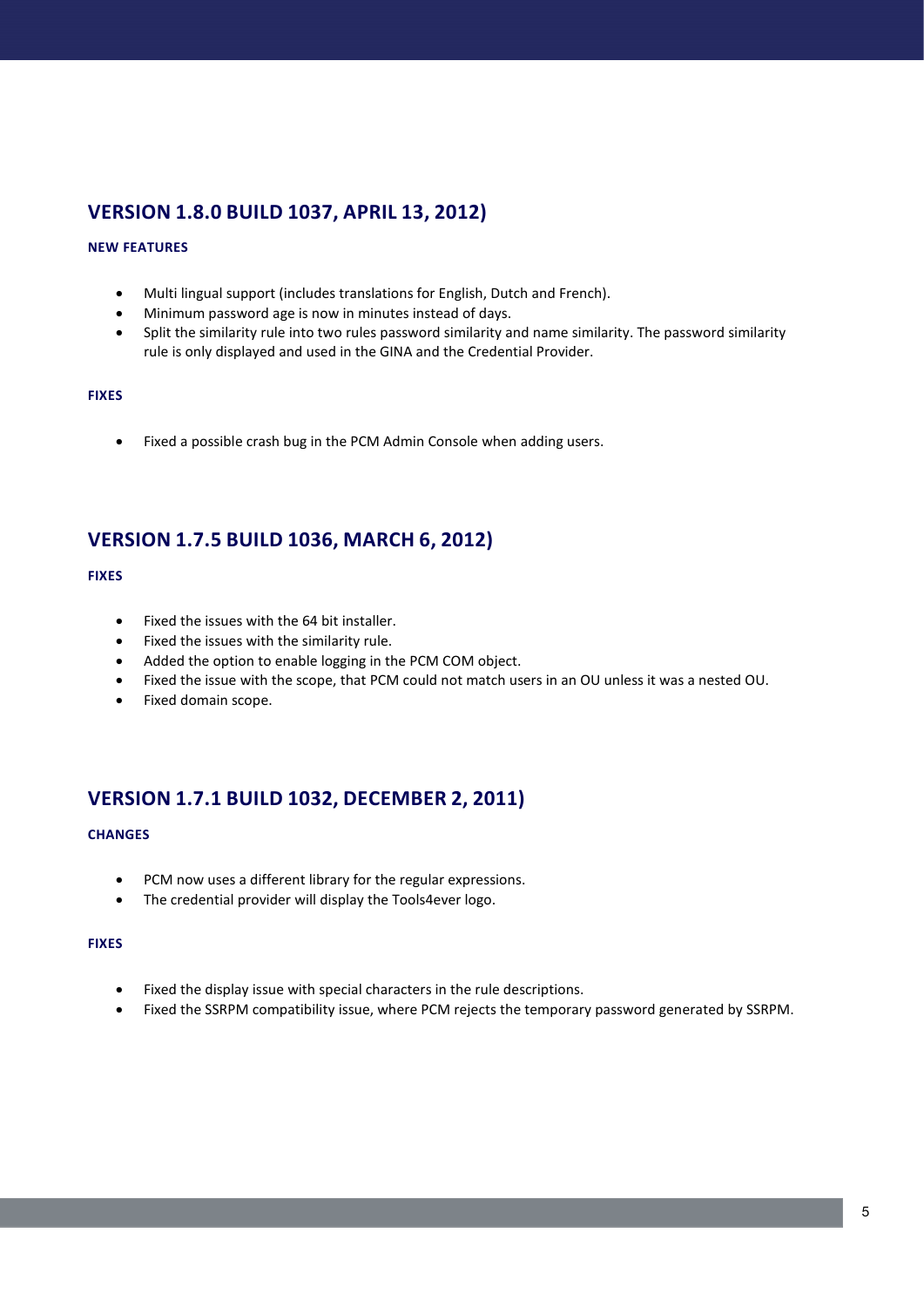## VERSION 1.8.0 BUILD 1037, APRIL 13, 2012)

#### NEW FEATURES

- Multi lingual support (includes translations for English, Dutch and French).
- Minimum password age is now in minutes instead of days.
- Split the similarity rule into two rules password similarity and name similarity. The password similarity rule is only displayed and used in the GINA and the Credential Provider.

#### FIXES

- Fixed a possible crash bug in the PCM Admin Console when adding users.

## VERSION 1.7.5 BUILD 1036, MARCH 6, 2012)

#### FIXES

- Fixed the issues with the 64 bit installer.
- Fixed the issues with the similarity rule.
- Added the option to enable logging in the PCM COM object.
- Fixed the issue with the scope, that PCM could not match users in an OU unless it was a nested OU.
- Fixed domain scope.

## VERSION 1.7.1 BUILD 1032, DECEMBER 2, 2011)

#### CHANGES

- PCM now uses a different library for the regular expressions.
- The credential provider will display the Tools4ever logo.

#### FIXES

- Fixed the display issue with special characters in the rule descriptions.
- Fixed the SSRPM compatibility issue, where PCM rejects the temporary password generated by SSRPM.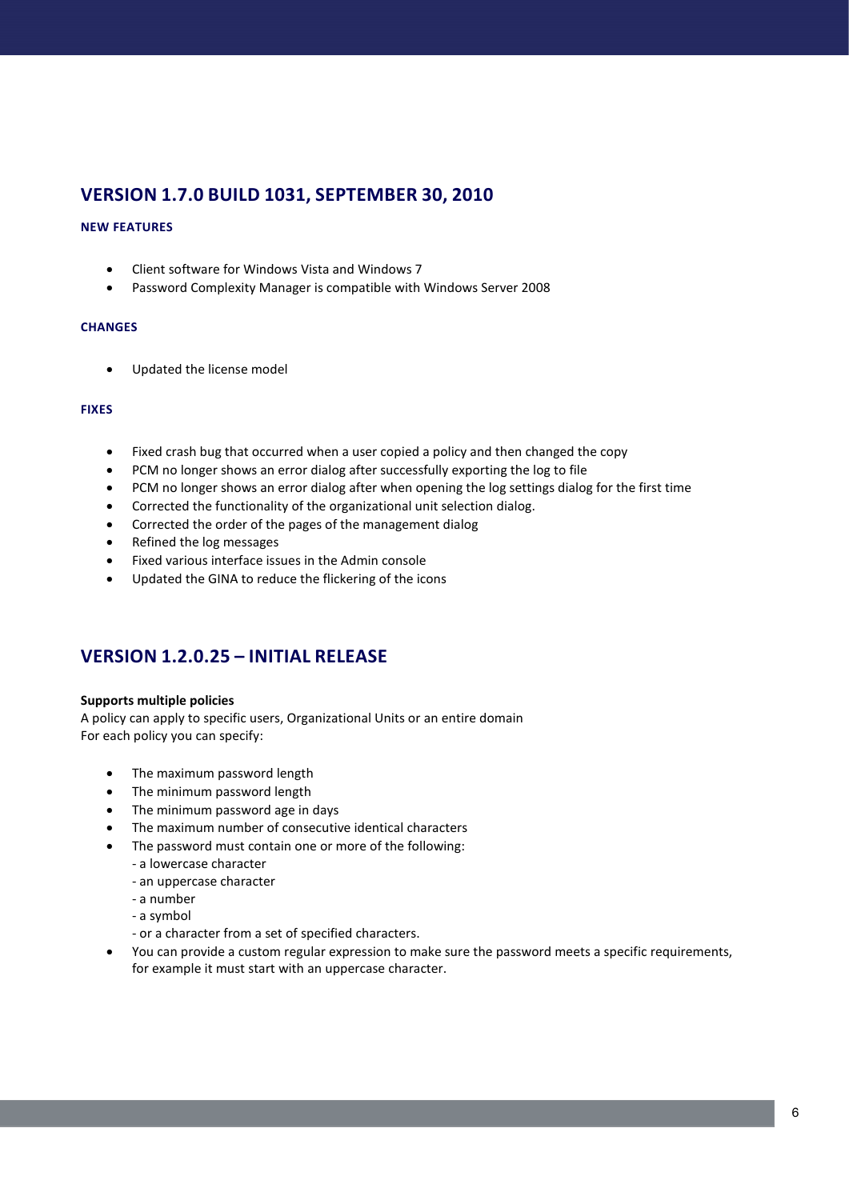## VERSION 1.7.0 BUILD 1031, SEPTEMBER 30, 2010

### NEW FEATURES

- Client software for Windows Vista and Windows 7
- Password Complexity Manager is compatible with Windows Server 2008

### CHANGES

- Updated the license model

### FIXES

- Fixed crash bug that occurred when a user copied a policy and then changed the copy
- PCM no longer shows an error dialog after successfully exporting the log to file
- PCM no longer shows an error dialog after when opening the log settings dialog for the first time
- Corrected the functionality of the organizational unit selection dialog.
- Corrected the order of the pages of the management dialog
- Refined the log messages
- Fixed various interface issues in the Admin console
- Updated the GINA to reduce the flickering of the icons

## VERSION 1.2.0.25 – INITIAL RELEASE

**Supports multiple policies**
A policy can apply to specific users, Organizational Units or an entire domain
For each policy you can specify:

- The maximum password length
- The minimum password length
- The minimum password age in days
- The maximum number of consecutive identical characters
- The password must contain one or more of the following:
  - a lowercase character
  - an uppercase character
  - a number
  - a symbol
  - or a character from a set of specified characters.
- You can provide a custom regular expression to make sure the password meets a specific requirements, for example it must start with an uppercase character.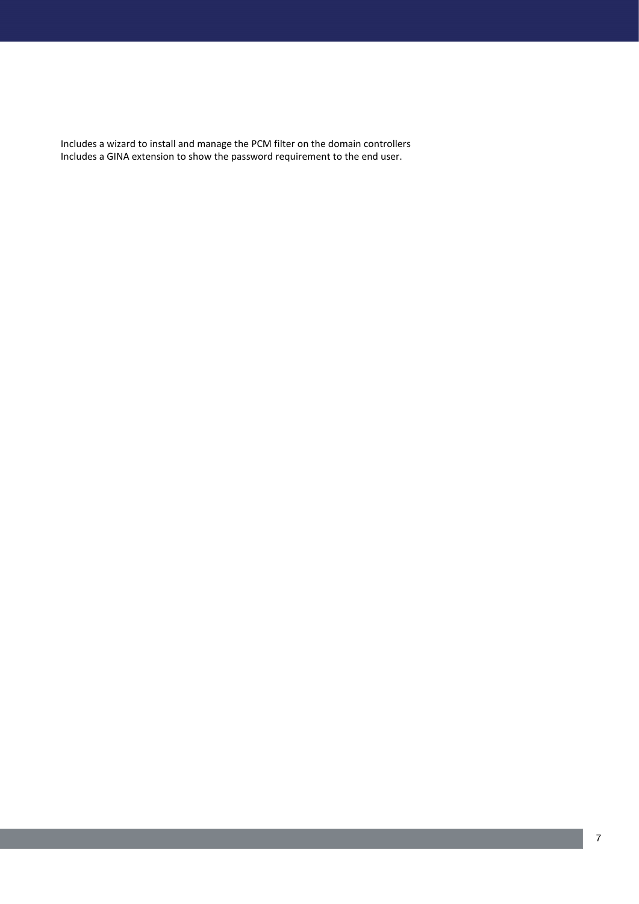Includes a wizard to install and manage the PCM filter on the domain controllers
Includes a GINA extension to show the password requirement to the end user.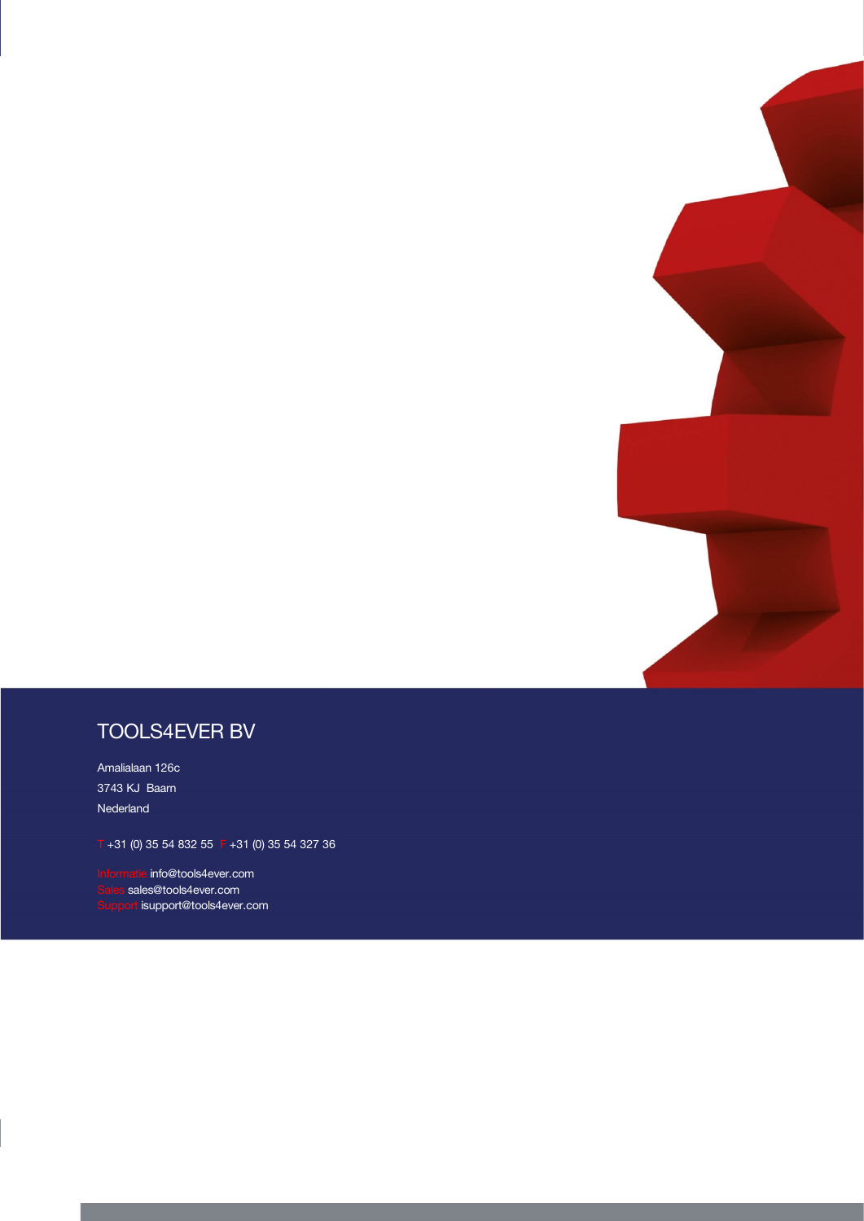## TOOLS4EVER BV

Amalialaan 126c
3743 KJ Baarn
Nederland

T +31 (0) 35 54 832 55 F +31 (0) 35 54 327 36

Informatie info@tools4ever.com
Sales sales@tools4ever.com
Support isupport@tools4ever.com